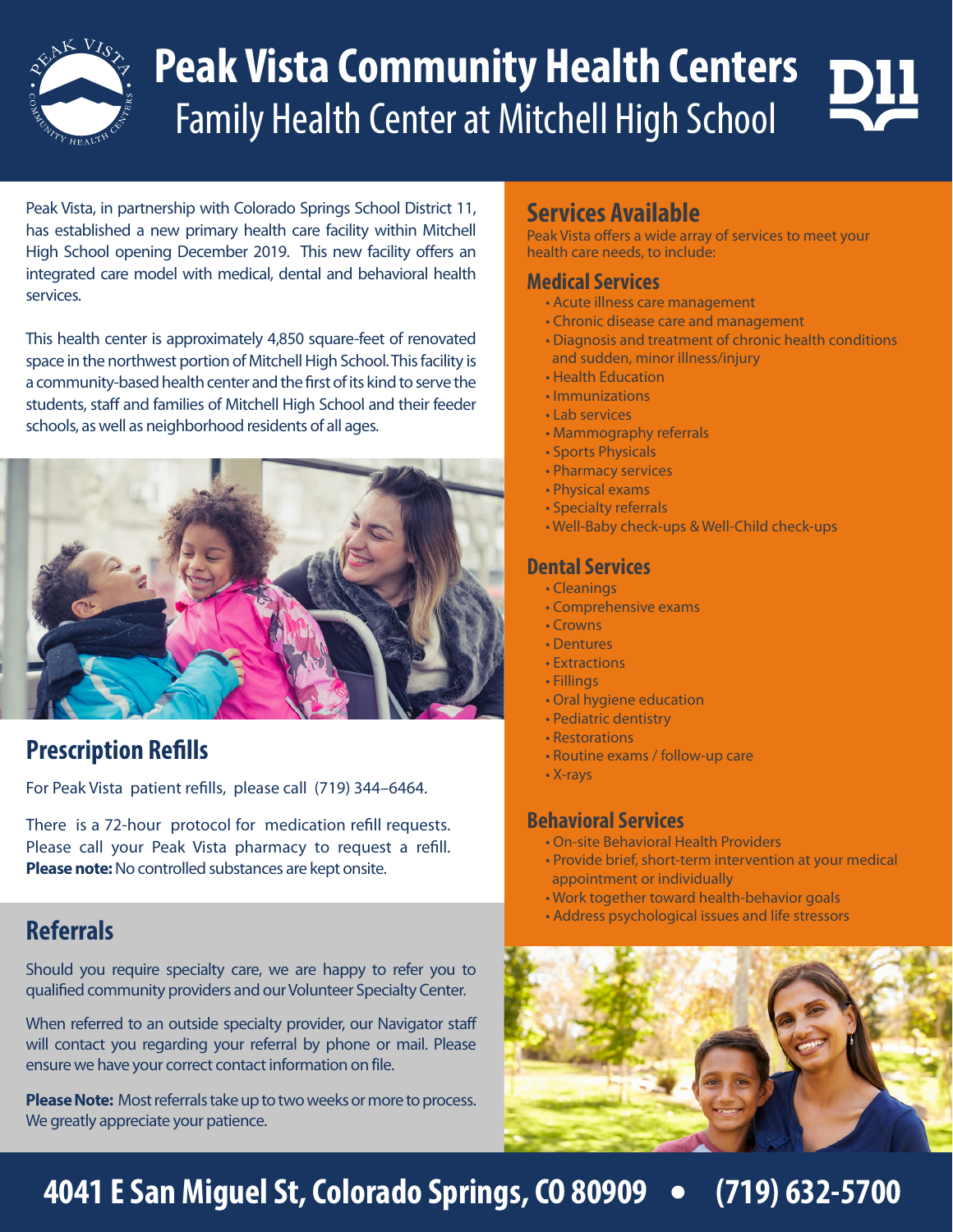# Peak Vista Community Health Centers

## Family Health Center at Mitchell High School

Peak Vista, in partnership with Colorado Springs School District 11, has established a new primary health care facility within Mitchell High School opening December 2019. This new facility offers an integrated care model with medical, dental and behavioral health services.

This health center is approximately 4,850 square-feet of renovated space in the northwest portion of Mitchell High School. This facility is a community-based health center and the first of its kind to serve the students, staff and families of Mitchell High School and their feeder schools, as well as neighborhood residents of all ages.

## Prescription Refills

For Peak Vista patient refills, please call (719) 344–6464.

There is a 72-hour protocol for medication refill requests. Please call your Peak Vista pharmacy to request a refill. **Please note:** No controlled substances are kept onsite.

## Referrals

Should you require specialty care, we are happy to refer you to qualified community providers and our Volunteer Specialty Center.

When referred to an outside specialty provider, our Navigator staff will contact you regarding your referral by phone or mail. Please ensure we have your correct contact information on file.

**Please Note:** Most referrals take up to two weeks or more to process. We greatly appreciate your patience.

## Services Available

Peak Vista offers a wide array of services to meet your health care needs, to include:

### Medical Services

- Acute illness care management
- Chronic disease care and management
- Diagnosis and treatment of chronic health conditions and sudden, minor illness/injury
- Health Education
- Immunizations
- Lab services
- Mammography referrals
- Sports Physicals
- Pharmacy services
- Physical exams
- Specialty referrals
- Well-Baby check-ups & Well-Child check-ups

### Dental Services

- Cleanings
- Comprehensive exams
- Crowns
- Dentures
- Extractions
- Fillings
- Oral hygiene education
- Pediatric dentistry
- Restorations
- Routine exams / follow-up care
- X-rays

### Behavioral Services

- On-site Behavioral Health Providers
- Provide brief, short-term intervention at your medical appointment or individually
- Work together toward health-behavior goals
- Address psychological issues and life stressors

**4041 E San Miguel St, Colorado Springs, CO 80909 • (719) 632-5700**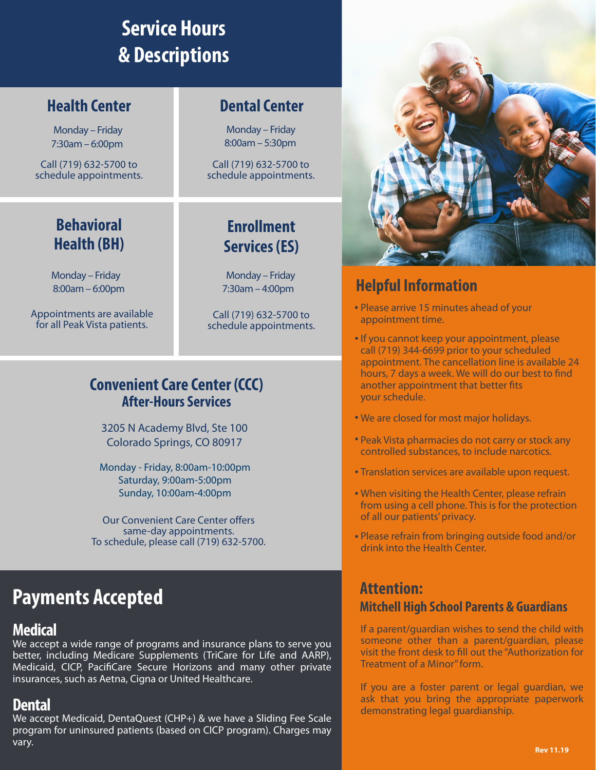# Service Hours & Descriptions

## Health Center

Monday – Friday
7:30am – 6:00pm

Call (719) 632-5700 to schedule appointments.

## Dental Center

Monday – Friday
8:00am – 5:30pm

Call (719) 632-5700 to schedule appointments.

## Behavioral Health (BH)

Monday – Friday
8:00am – 6:00pm

Appointments are available for all Peak Vista patients.

## Enrollment Services (ES)

Monday – Friday
7:30am – 4:00pm

Call (719) 632-5700 to schedule appointments.

## Convenient Care Center (CCC)
### After-Hours Services

3205 N Academy Blvd, Ste 100
Colorado Springs, CO 80917

Monday - Friday, 8:00am-10:00pm
Saturday, 9:00am-5:00pm
Sunday, 10:00am-4:00pm

Our Convenient Care Center offers same-day appointments.
To schedule, please call (719) 632-5700.

# Payments Accepted

## Medical

We accept a wide range of programs and insurance plans to serve you better, including Medicare Supplements (TriCare for Life and AARP), Medicaid, CICP, PacifiCare Secure Horizons and many other private insurances, such as Aetna, Cigna or United Healthcare.

## Dental

We accept Medicaid, DentaQuest (CHP+) & we have a Sliding Fee Scale program for uninsured patients (based on CICP program). Charges may vary.

## Helpful Information

- Please arrive 15 minutes ahead of your appointment time.
- If you cannot keep your appointment, please call (719) 344-6699 prior to your scheduled appointment. The cancellation line is available 24 hours, 7 days a week. We will do our best to find another appointment that better fits your schedule.
- We are closed for most major holidays.
- Peak Vista pharmacies do not carry or stock any controlled substances, to include narcotics.
- Translation services are available upon request.
- When visiting the Health Center, please refrain from using a cell phone. This is for the protection of all our patients' privacy.
- Please refrain from bringing outside food and/or drink into the Health Center.

## Attention:
### Mitchell High School Parents & Guardians

If a parent/guardian wishes to send the child with someone other than a parent/guardian, please visit the front desk to fill out the "Authorization for Treatment of a Minor" form.

If you are a foster parent or legal guardian, we ask that you bring the appropriate paperwork demonstrating legal guardianship.

Rev 11.19